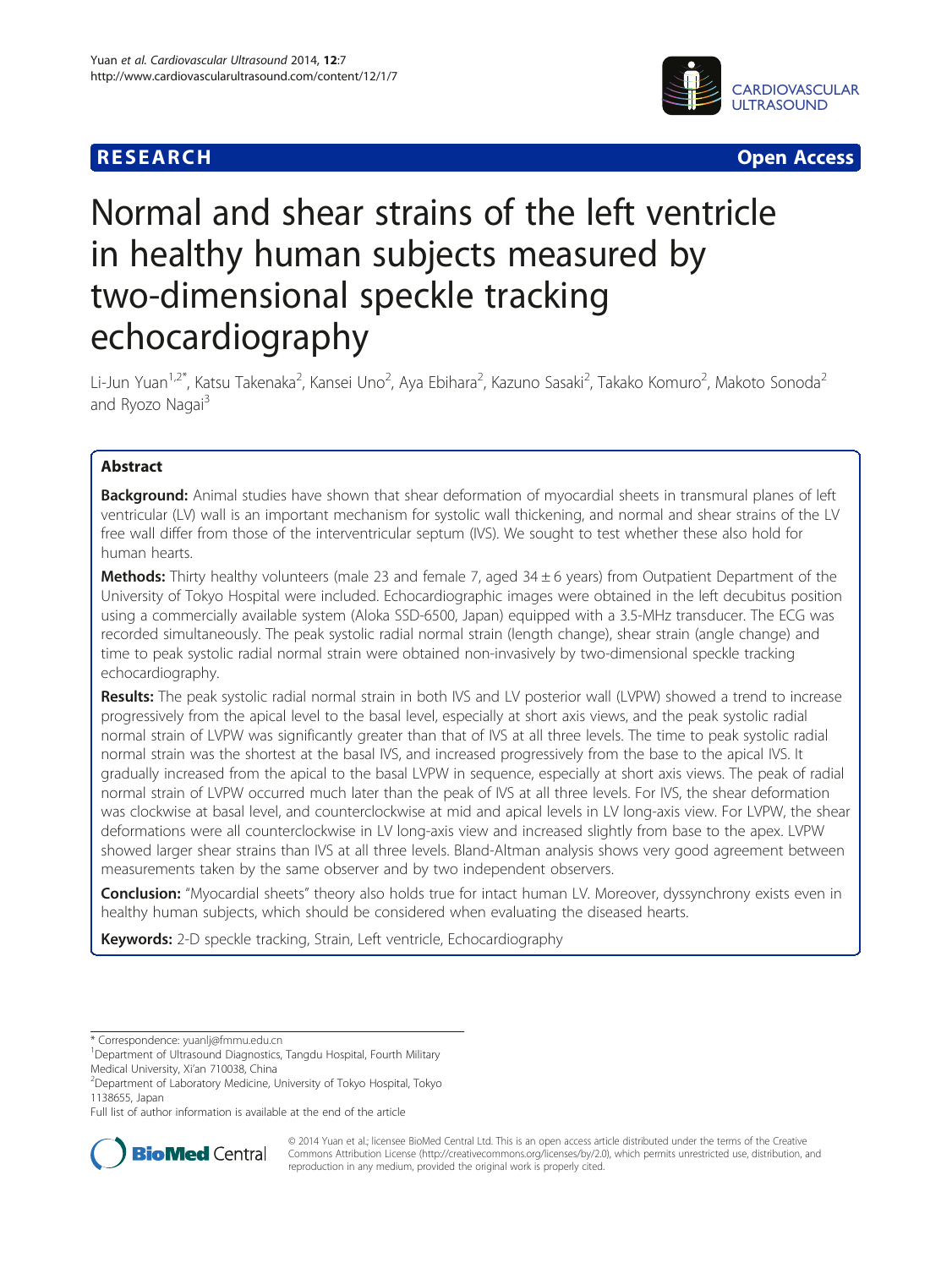**RESEARCH** **Open Access**

# Normal and shear strains of the left ventricle in healthy human subjects measured by two-dimensional speckle tracking echocardiography

Li-Jun Yuan[1,2*], Katsu Takenaka[2], Kansei Uno[2], Aya Ebihara[2], Kazuno Sasaki[2], Takako Komuro[2], Makoto Sonoda[2] and Ryozo Nagai[3]

## Abstract

**Background:** Animal studies have shown that shear deformation of myocardial sheets in transmural planes of left ventricular (LV) wall is an important mechanism for systolic wall thickening, and normal and shear strains of the LV free wall differ from those of the interventricular septum (IVS). We sought to test whether these also hold for human hearts.

**Methods:** Thirty healthy volunteers (male 23 and female 7, aged 34 ± 6 years) from Outpatient Department of the University of Tokyo Hospital were included. Echocardiographic images were obtained in the left decubitus position using a commercially available system (Aloka SSD-6500, Japan) equipped with a 3.5-MHz transducer. The ECG was recorded simultaneously. The peak systolic radial normal strain (length change), shear strain (angle change) and time to peak systolic radial normal strain were obtained non-invasively by two-dimensional speckle tracking echocardiography.

**Results:** The peak systolic radial normal strain in both IVS and LV posterior wall (LVPW) showed a trend to increase progressively from the apical level to the basal level, especially at short axis views, and the peak systolic radial normal strain of LVPW was significantly greater than that of IVS at all three levels. The time to peak systolic radial normal strain was the shortest at the basal IVS, and increased progressively from the base to the apical IVS. It gradually increased from the apical to the basal LVPW in sequence, especially at short axis views. The peak of radial normal strain of LVPW occurred much later than the peak of IVS at all three levels. For IVS, the shear deformation was clockwise at basal level, and counterclockwise at mid and apical levels in LV long-axis view. For LVPW, the shear deformations were all counterclockwise in LV long-axis view and increased slightly from base to the apex. LVPW showed larger shear strains than IVS at all three levels. Bland-Altman analysis shows very good agreement between measurements taken by the same observer and by two independent observers.

**Conclusion:** "Myocardial sheets" theory also holds true for intact human LV. Moreover, dyssynchrony exists even in healthy human subjects, which should be considered when evaluating the diseased hearts.

**Keywords:** 2-D speckle tracking, Strain, Left ventricle, Echocardiography

\* Correspondence: yuanlj@fmmu.edu.cn
[1]Department of Ultrasound Diagnostics, Tangdu Hospital, Fourth Military Medical University, Xi'an 710038, China
[2]Department of Laboratory Medicine, University of Tokyo Hospital, Tokyo 1138655, Japan
Full list of author information is available at the end of the article

© 2014 Yuan et al.; licensee BioMed Central Ltd. This is an open access article distributed under the terms of the Creative Commons Attribution License (http://creativecommons.org/licenses/by/2.0), which permits unrestricted use, distribution, and reproduction in any medium, provided the original work is properly cited.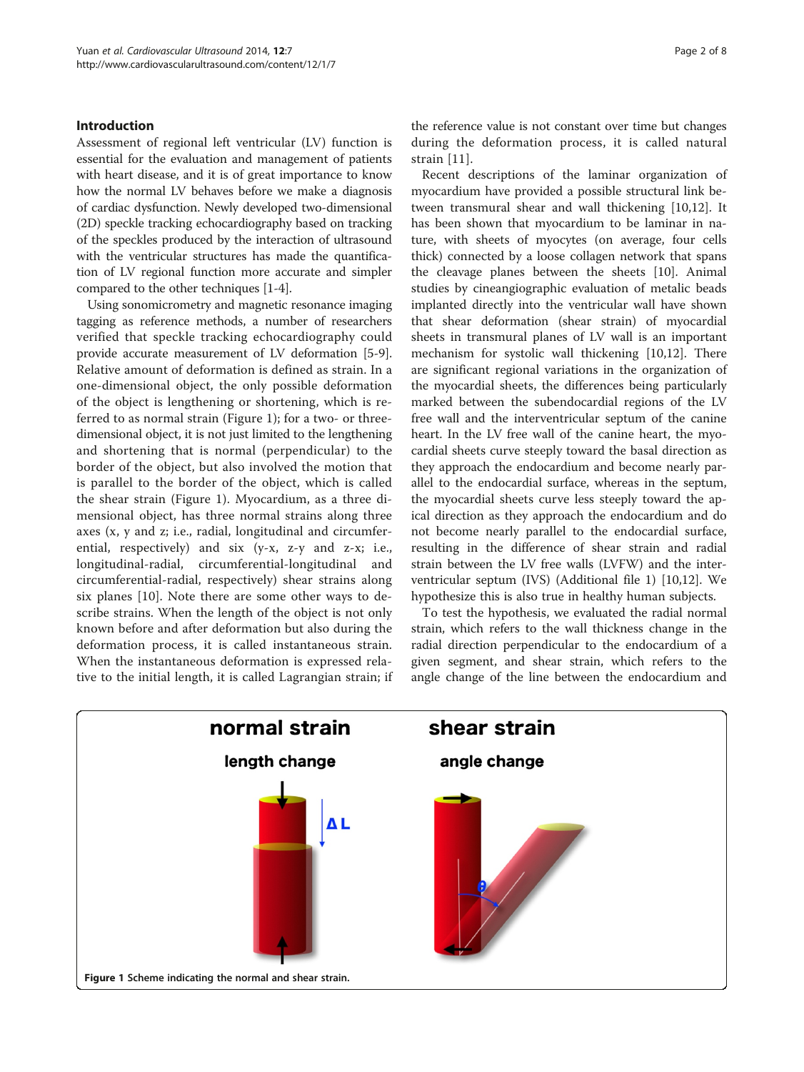## Introduction

Assessment of regional left ventricular (LV) function is essential for the evaluation and management of patients with heart disease, and it is of great importance to know how the normal LV behaves before we make a diagnosis of cardiac dysfunction. Newly developed two-dimensional (2D) speckle tracking echocardiography based on tracking of the speckles produced by the interaction of ultrasound with the ventricular structures has made the quantification of LV regional function more accurate and simpler compared to the other techniques [1-4].

Using sonomicrometry and magnetic resonance imaging tagging as reference methods, a number of researchers verified that speckle tracking echocardiography could provide accurate measurement of LV deformation [5-9]. Relative amount of deformation is defined as strain. In a one-dimensional object, the only possible deformation of the object is lengthening or shortening, which is referred to as normal strain (Figure 1); for a two- or three-dimensional object, it is not just limited to the lengthening and shortening that is normal (perpendicular) to the border of the object, but also involved the motion that is parallel to the border of the object, which is called the shear strain (Figure 1). Myocardium, as a three dimensional object, has three normal strains along three axes (x, y and z; i.e., radial, longitudinal and circumferential, respectively) and six (y-x, z-y and z-x; i.e., longitudinal-radial, circumferential-longitudinal and circumferential-radial, respectively) shear strains along six planes [10]. Note there are some other ways to describe strains. When the length of the object is not only known before and after deformation but also during the deformation process, it is called instantaneous strain. When the instantaneous deformation is expressed relative to the initial length, it is called Lagrangian strain; if the reference value is not constant over time but changes during the deformation process, it is called natural strain [11].

Recent descriptions of the laminar organization of myocardium have provided a possible structural link between transmural shear and wall thickening [10,12]. It has been shown that myocardium to be laminar in nature, with sheets of myocytes (on average, four cells thick) connected by a loose collagen network that spans the cleavage planes between the sheets [10]. Animal studies by cineangiographic evaluation of metalic beads implanted directly into the ventricular wall have shown that shear deformation (shear strain) of myocardial sheets in transmural planes of LV wall is an important mechanism for systolic wall thickening [10,12]. There are significant regional variations in the organization of the myocardial sheets, the differences being particularly marked between the subendocardial regions of the LV free wall and the interventricular septum of the canine heart. In the LV free wall of the canine heart, the myocardial sheets curve steeply toward the basal direction as they approach the endocardium and become nearly parallel to the endocardial surface, whereas in the septum, the myocardial sheets curve less steeply toward the apical direction as they approach the endocardium and do not become nearly parallel to the endocardial surface, resulting in the difference of shear strain and radial strain between the LV free walls (LVFW) and the interventricular septum (IVS) (Additional file 1) [10,12]. We hypothesize this is also true in healthy human subjects.

To test the hypothesis, we evaluated the radial normal strain, which refers to the wall thickness change in the radial direction perpendicular to the endocardium of a given segment, and shear strain, which refers to the angle change of the line between the endocardium and

**Figure 1** Scheme indicating the normal and shear strain.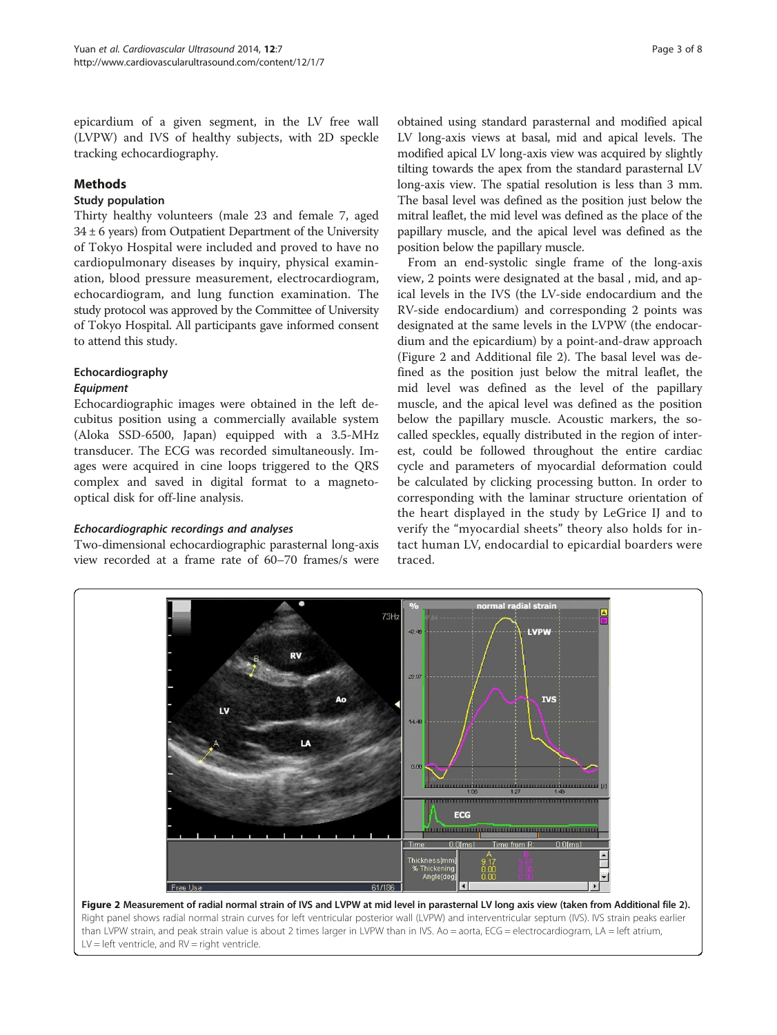epicardium of a given segment, in the LV free wall (LVPW) and IVS of healthy subjects, with 2D speckle tracking echocardiography.

## Methods

### Study population

Thirty healthy volunteers (male 23 and female 7, aged 34 ± 6 years) from Outpatient Department of the University of Tokyo Hospital were included and proved to have no cardiopulmonary diseases by inquiry, physical examination, blood pressure measurement, electrocardiogram, echocardiogram, and lung function examination. The study protocol was approved by the Committee of University of Tokyo Hospital. All participants gave informed consent to attend this study.

### Echocardiography

#### *Equipment*

Echocardiographic images were obtained in the left decubitus position using a commercially available system (Aloka SSD-6500, Japan) equipped with a 3.5-MHz transducer. The ECG was recorded simultaneously. Images were acquired in cine loops triggered to the QRS complex and saved in digital format to a magneto-optical disk for off-line analysis.

#### *Echocardiographic recordings and analyses*

Two-dimensional echocardiographic parasternal long-axis view recorded at a frame rate of 60–70 frames/s were obtained using standard parasternal and modified apical LV long-axis views at basal, mid and apical levels. The modified apical LV long-axis view was acquired by slightly tilting towards the apex from the standard parasternal LV long-axis view. The spatial resolution is less than 3 mm. The basal level was defined as the position just below the mitral leaflet, the mid level was defined as the place of the papillary muscle, and the apical level was defined as the position below the papillary muscle.

From an end-systolic single frame of the long-axis view, 2 points were designated at the basal , mid, and apical levels in the IVS (the LV-side endocardium and the RV-side endocardium) and corresponding 2 points was designated at the same levels in the LVPW (the endocardium and the epicardium) by a point-and-draw approach (Figure 2 and Additional file 2). The basal level was defined as the position just below the mitral leaflet, the mid level was defined as the level of the papillary muscle, and the apical level was defined as the position below the papillary muscle. Acoustic markers, the so-called speckles, equally distributed in the region of interest, could be followed throughout the entire cardiac cycle and parameters of myocardial deformation could be calculated by clicking processing button. In order to corresponding with the laminar structure orientation of the heart displayed in the study by LeGrice IJ and to verify the "myocardial sheets" theory also holds for intact human LV, endocardial to epicardial boarders were traced.

**Figure 2 Measurement of radial normal strain of IVS and LVPW at mid level in parasternal LV long axis view (taken from Additional file 2).** Right panel shows radial normal strain curves for left ventricular posterior wall (LVPW) and interventricular septum (IVS). IVS strain peaks earlier than LVPW strain, and peak strain value is about 2 times larger in LVPW than in IVS. Ao = aorta, ECG = electrocardiogram, LA = left atrium, LV = left ventricle, and RV = right ventricle.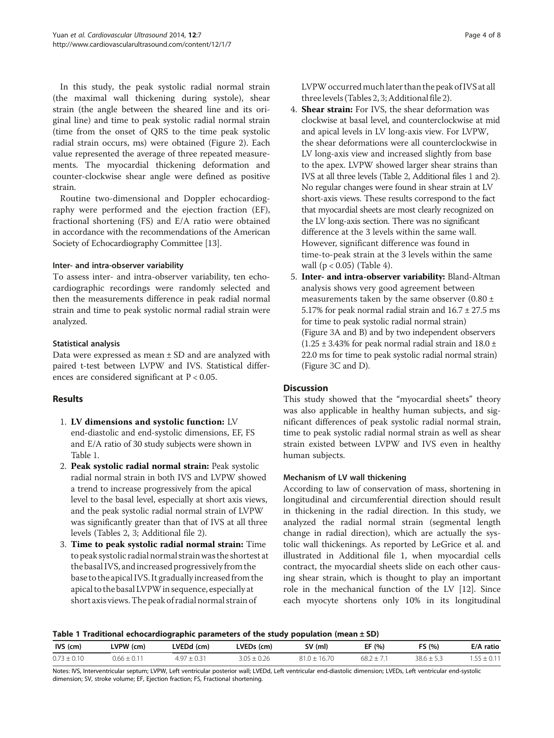In this study, the peak systolic radial normal strain (the maximal wall thickening during systole), shear strain (the angle between the sheared line and its original line) and time to peak systolic radial normal strain (time from the onset of QRS to the time peak systolic radial strain occurs, ms) were obtained (Figure 2). Each value represented the average of three repeated measurements. The myocardial thickening deformation and counter-clockwise shear angle were defined as positive strain.

Routine two-dimensional and Doppler echocardiography were performed and the ejection fraction (EF), fractional shortening (FS) and E/A ratio were obtained in accordance with the recommendations of the American Society of Echocardiography Committee [13].

#### Inter- and intra-observer variability

To assess inter- and intra-observer variability, ten echocardiographic recordings were randomly selected and then the measurements difference in peak radial normal strain and time to peak systolic normal radial strain were analyzed.

#### Statistical analysis

Data were expressed as mean ± SD and are analyzed with paired t-test between LVPW and IVS. Statistical differences are considered significant at $P < 0.05$.

## Results

1. **LV dimensions and systolic function:** LV end-diastolic and end-systolic dimensions, EF, FS and E/A ratio of 30 study subjects were shown in Table 1.
2. **Peak systolic radial normal strain:** Peak systolic radial normal strain in both IVS and LVPW showed a trend to increase progressively from the apical level to the basal level, especially at short axis views, and the peak systolic radial normal strain of LVPW was significantly greater than that of IVS at all three levels (Tables 2, 3; Additional file 2).
3. **Time to peak systolic radial normal strain:** Time to peak systolic radial normal strain was the shortest at the basal IVS, and increased progressively from the base to the apical IVS. It gradually increased from the apical to the basal LVPW in sequence, especially at short axis views. The peak of radial normal strain of LVPW occurred much later than the peak of IVS at all three levels (Tables 2, 3; Additional file 2).
4. **Shear strain:** For IVS, the shear deformation was clockwise at basal level, and counterclockwise at mid and apical levels in LV long-axis view. For LVPW, the shear deformations were all counterclockwise in LV long-axis view and increased slightly from base to the apex. LVPW showed larger shear strains than IVS at all three levels (Table 2, Additional files 1 and 2). No regular changes were found in shear strain at LV short-axis views. These results correspond to the fact that myocardial sheets are most clearly recognized on the LV long-axis section. There was no significant difference at the 3 levels within the same wall. However, significant difference was found in time-to-peak strain at the 3 levels within the same wall ($p < 0.05$) (Table 4).
5. **Inter- and intra-observer variability:** Bland-Altman analysis shows very good agreement between measurements taken by the same observer (0.80 ± 5.17% for peak normal radial strain and 16.7 ± 27.5 ms for time to peak systolic radial normal strain) (Figure 3A and B) and by two independent observers (1.25 ± 3.43% for peak normal radial strain and 18.0 ± 22.0 ms for time to peak systolic radial normal strain) (Figure 3C and D).

## Discussion

This study showed that the "myocardial sheets" theory was also applicable in healthy human subjects, and significant differences of peak systolic radial normal strain, time to peak systolic radial normal strain as well as shear strain existed between LVPW and IVS even in healthy human subjects.

#### Mechanism of LV wall thickening

According to law of conservation of mass, shortening in longitudinal and circumferential direction should result in thickening in the radial direction. In this study, we analyzed the radial normal strain (segmental length change in radial direction), which are actually the systolic wall thickenings. As reported by LeGrice et al. and illustrated in Additional file 1, when myocardial cells contract, the myocardial sheets slide on each other causing shear strain, which is thought to play an important role in the mechanical function of the LV [12]. Since each myocyte shortens only 10% in its longitudinal

**Table 1 Traditional echocardiographic parameters of the study population (mean ± SD)**

| IVS (cm) | LVPW (cm) | LVEDd (cm) | LVEDs (cm) | SV (ml) | EF (%) | FS (%) | E/A ratio |
|---|---|---|---|---|---|---|---|
| 0.73 ± 0.10 | 0.66 ± 0.11 | 4.97 ± 0.31 | 3.05 ± 0.26 | 81.0 ± 16.70 | 68.2 ± 7.1 | 38.6 ± 5.3 | 1.55 ± 0.11 |

Notes: IVS, Interventricular septum; LVPW, Left ventricular posterior wall; LVEDd, Left ventricular end-diastolic dimension; LVEDs, Left ventricular end-systolic dimension; SV, stroke volume; EF, Ejection fraction; FS, Fractional shortening.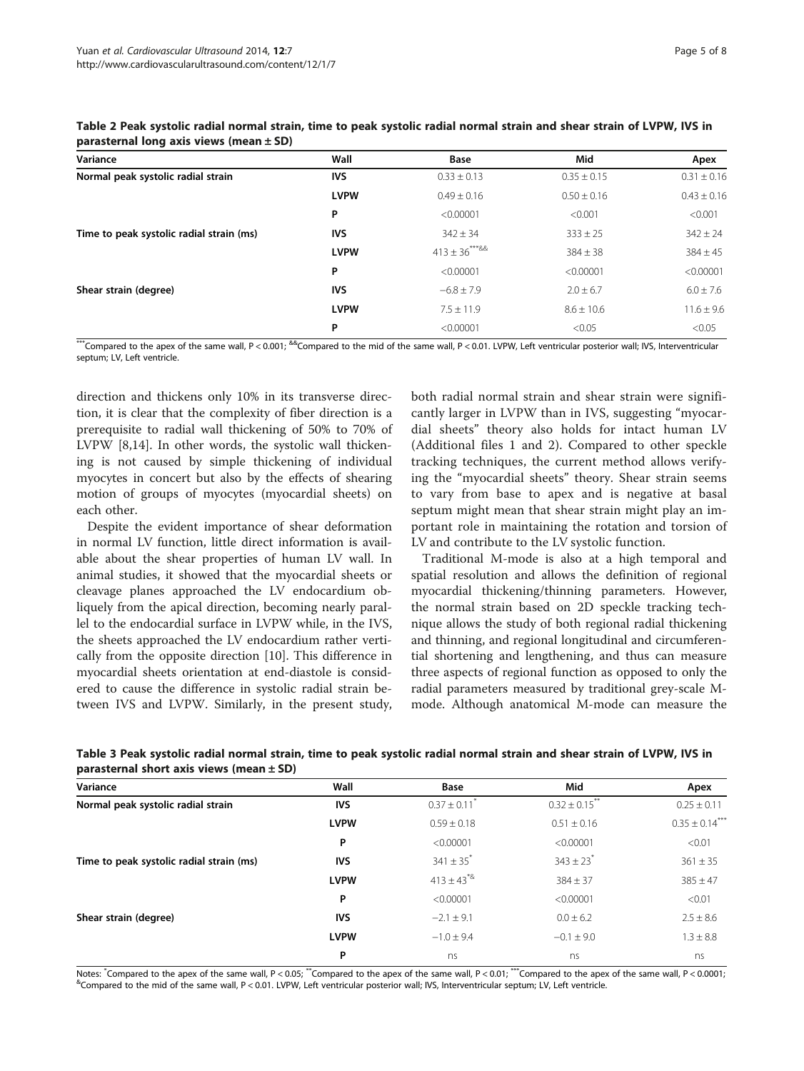**Table 2 Peak systolic radial normal strain, time to peak systolic radial normal strain and shear strain of LVPW, IVS in parasternal long axis views (mean ± SD)**

| Variance | Wall | Base | Mid | Apex |
|---|---|---|---|---|
| **Normal peak systolic radial strain** | **IVS** | 0.33 ± 0.13 | 0.35 ± 0.15 | 0.31 ± 0.16 |
| | **LVPW** | 0.49 ± 0.16 | 0.50 ± 0.16 | 0.43 ± 0.16 |
| | **P** | <0.00001 | <0.001 | <0.001 |
| **Time to peak systolic radial strain (ms)** | **IVS** | 342 ± 34 | 333 ± 25 | 342 ± 24 |
| | **LVPW** | 413 ± 36***&& | 384 ± 38 | 384 ± 45 |
| | **P** | <0.00001 | <0.00001 | <0.00001 |
| **Shear strain (degree)** | **IVS** | −6.8 ± 7.9 | 2.0 ± 6.7 | 6.0 ± 7.6 |
| | **LVPW** | 7.5 ± 11.9 | 8.6 ± 10.6 | 11.6 ± 9.6 |
| | **P** | <0.00001 | <0.05 | <0.05 |

***Compared to the apex of the same wall, $P < 0.001$; &&Compared to the mid of the same wall, $P < 0.01$. LVPW, Left ventricular posterior wall; IVS, Interventricular septum; LV, Left ventricle.

direction and thickens only 10% in its transverse direction, it is clear that the complexity of fiber direction is a prerequisite to radial wall thickening of 50% to 70% of LVPW [8,14]. In other words, the systolic wall thickening is not caused by simple thickening of individual myocytes in concert but also by the effects of shearing motion of groups of myocytes (myocardial sheets) on each other.

Despite the evident importance of shear deformation in normal LV function, little direct information is available about the shear properties of human LV wall. In animal studies, it showed that the myocardial sheets or cleavage planes approached the LV endocardium obliquely from the apical direction, becoming nearly parallel to the endocardial surface in LVPW while, in the IVS, the sheets approached the LV endocardium rather vertically from the opposite direction [10]. This difference in myocardial sheets orientation at end-diastole is considered to cause the difference in systolic radial strain between IVS and LVPW. Similarly, in the present study, both radial normal strain and shear strain were significantly larger in LVPW than in IVS, suggesting "myocardial sheets" theory also holds for intact human LV (Additional files 1 and 2). Compared to other speckle tracking techniques, the current method allows verifying the "myocardial sheets" theory. Shear strain seems to vary from base to apex and is negative at basal septum might mean that shear strain might play an important role in maintaining the rotation and torsion of LV and contribute to the LV systolic function.

Traditional M-mode is also at a high temporal and spatial resolution and allows the definition of regional myocardial thickening/thinning parameters. However, the normal strain based on 2D speckle tracking technique allows the study of both regional radial thickening and thinning, and regional longitudinal and circumferential shortening and lengthening, and thus can measure three aspects of regional function as opposed to only the radial parameters measured by traditional grey-scale M-mode. Although anatomical M-mode can measure the

**Table 3 Peak systolic radial normal strain, time to peak systolic radial normal strain and shear strain of LVPW, IVS in parasternal short axis views (mean ± SD)**

| Variance | Wall | Base | Mid | Apex |
|---|---|---|---|---|
| **Normal peak systolic radial strain** | **IVS** | 0.37 ± 0.11* | 0.32 ± 0.15** | 0.25 ± 0.11 |
| | **LVPW** | 0.59 ± 0.18 | 0.51 ± 0.16 | 0.35 ± 0.14*** |
| | **P** | <0.00001 | <0.00001 | <0.01 |
| **Time to peak systolic radial strain (ms)** | **IVS** | 341 ± 35* | 343 ± 23* | 361 ± 35 |
| | **LVPW** | 413 ± 43*& | 384 ± 37 | 385 ± 47 |
| | **P** | <0.00001 | <0.00001 | <0.01 |
| **Shear strain (degree)** | **IVS** | −2.1 ± 9.1 | 0.0 ± 6.2 | 2.5 ± 8.6 |
| | **LVPW** | −1.0 ± 9.4 | −0.1 ± 9.0 | 1.3 ± 8.8 |
| | **P** | ns | ns | ns |

Notes: *Compared to the apex of the same wall, $P < 0.05$; **Compared to the apex of the same wall, $P < 0.01$; ***Compared to the apex of the same wall, $P < 0.0001$; &Compared to the mid of the same wall, $P < 0.01$. LVPW, Left ventricular posterior wall; IVS, Interventricular septum; LV, Left ventricle.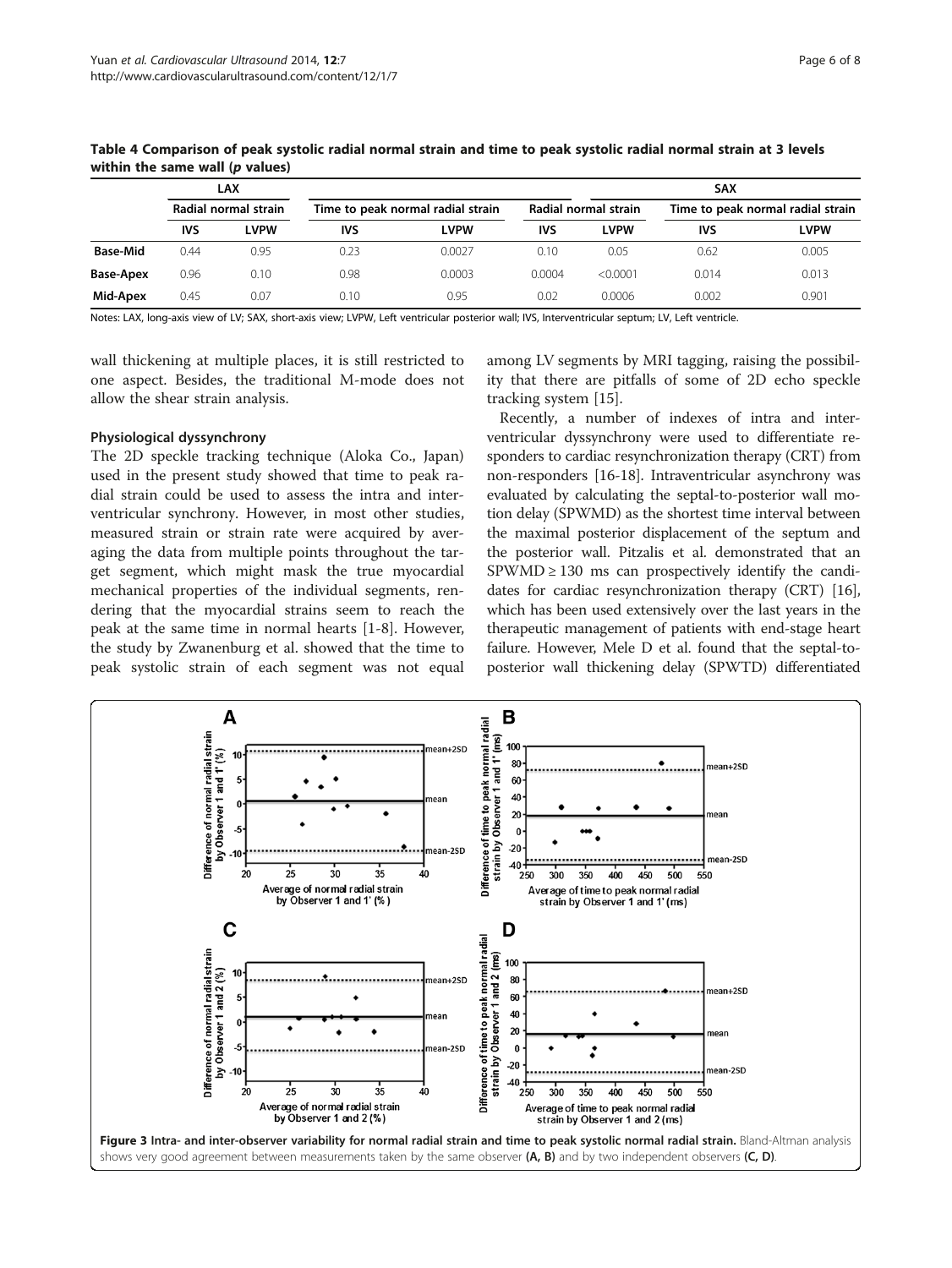**Table 4 Comparison of peak systolic radial normal strain and time to peak systolic radial normal strain at 3 levels within the same wall (p values)**

| | LAX | | | | SAX | | | |
|---|---|---|---|---|---|---|---|---|
| | Radial normal strain | | Time to peak normal radial strain | | Radial normal strain | | Time to peak normal radial strain | |
| | IVS | LVPW | IVS | LVPW | IVS | LVPW | IVS | LVPW |
| **Base-Mid** | 0.44 | 0.95 | 0.23 | 0.0027 | 0.10 | 0.05 | 0.62 | 0.005 |
| **Base-Apex** | 0.96 | 0.10 | 0.98 | 0.0003 | 0.0004 | <0.0001 | 0.014 | 0.013 |
| **Mid-Apex** | 0.45 | 0.07 | 0.10 | 0.95 | 0.02 | 0.0006 | 0.002 | 0.901 |

Notes: LAX, long-axis view of LV; SAX, short-axis view; LVPW, Left ventricular posterior wall; IVS, Interventricular septum; LV, Left ventricle.

wall thickening at multiple places, it is still restricted to one aspect. Besides, the traditional M-mode does not allow the shear strain analysis.

### Physiological dyssynchrony

The 2D speckle tracking technique (Aloka Co., Japan) used in the present study showed that time to peak radial strain could be used to assess the intra and interventricular synchrony. However, in most other studies, measured strain or strain rate were acquired by averaging the data from multiple points throughout the target segment, which might mask the true myocardial mechanical properties of the individual segments, rendering that the myocardial strains seem to reach the peak at the same time in normal hearts [1-8]. However, the study by Zwanenburg et al. showed that the time to peak systolic strain of each segment was not equal among LV segments by MRI tagging, raising the possibility that there are pitfalls of some of 2D echo speckle tracking system [15].

Recently, a number of indexes of intra and interventricular dyssynchrony were used to differentiate responders to cardiac resynchronization therapy (CRT) from non-responders [16-18]. Intraventricular asynchrony was evaluated by calculating the septal-to-posterior wall motion delay (SPWMD) as the shortest time interval between the maximal posterior displacement of the septum and the posterior wall. Pitzalis et al. demonstrated that an SPWMD ≥ 130 ms can prospectively identify the candidates for cardiac resynchronization therapy (CRT) [16], which has been used extensively over the last years in the therapeutic management of patients with end-stage heart failure. However, Mele D et al. found that the septal-to-posterior wall thickening delay (SPWTD) differentiated

**Figure 3 Intra- and inter-observer variability for normal radial strain and time to peak systolic normal radial strain.** Bland-Altman analysis shows very good agreement between measurements taken by the same observer **(A, B)** and by two independent observers **(C, D)**.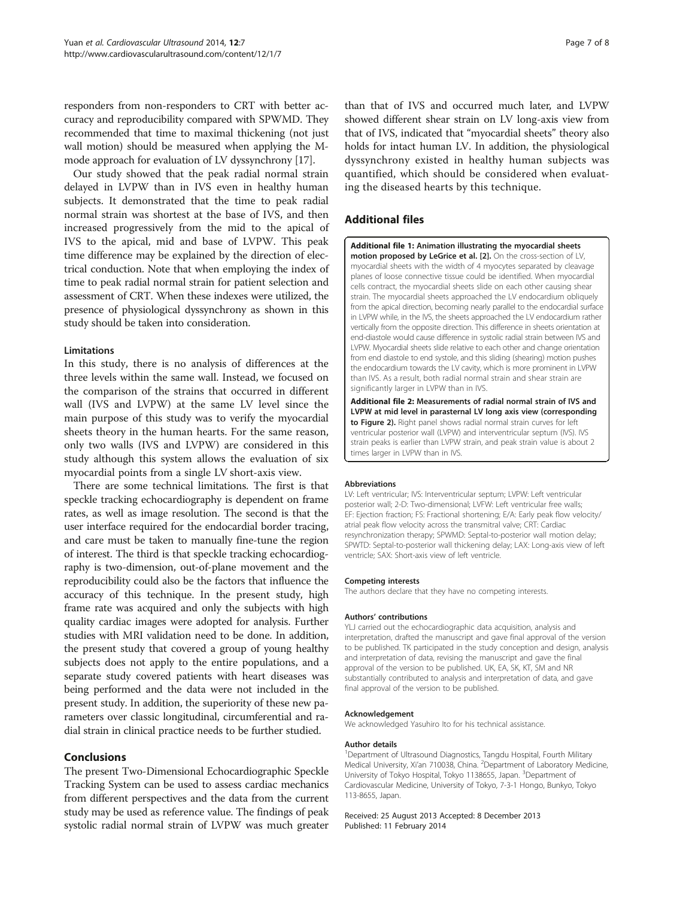responders from non-responders to CRT with better accuracy and reproducibility compared with SPWMD. They recommended that time to maximal thickening (not just wall motion) should be measured when applying the M-mode approach for evaluation of LV dyssynchrony [17].

Our study showed that the peak radial normal strain delayed in LVPW than in IVS even in healthy human subjects. It demonstrated that the time to peak radial normal strain was shortest at the base of IVS, and then increased progressively from the mid to the apical of IVS to the apical, mid and base of LVPW. This peak time difference may be explained by the direction of electrical conduction. Note that when employing the index of time to peak radial normal strain for patient selection and assessment of CRT. When these indexes were utilized, the presence of physiological dyssynchrony as shown in this study should be taken into consideration.

### Limitations

In this study, there is no analysis of differences at the three levels within the same wall. Instead, we focused on the comparison of the strains that occurred in different wall (IVS and LVPW) at the same LV level since the main purpose of this study was to verify the myocardial sheets theory in the human hearts. For the same reason, only two walls (IVS and LVPW) are considered in this study although this system allows the evaluation of six myocardial points from a single LV short-axis view.

There are some technical limitations. The first is that speckle tracking echocardiography is dependent on frame rates, as well as image resolution. The second is that the user interface required for the endocardial border tracing, and care must be taken to manually fine-tune the region of interest. The third is that speckle tracking echocardiography is two-dimension, out-of-plane movement and the reproducibility could also be the factors that influence the accuracy of this technique. In the present study, high frame rate was acquired and only the subjects with high quality cardiac images were adopted for analysis. Further studies with MRI validation need to be done. In addition, the present study that covered a group of young healthy subjects does not apply to the entire populations, and a separate study covered patients with heart diseases was being performed and the data were not included in the present study. In addition, the superiority of these new parameters over classic longitudinal, circumferential and radial strain in clinical practice needs to be further studied.

## Conclusions

The present Two-Dimensional Echocardiographic Speckle Tracking System can be used to assess cardiac mechanics from different perspectives and the data from the current study may be used as reference value. The findings of peak systolic radial normal strain of LVPW was much greater than that of IVS and occurred much later, and LVPW showed different shear strain on LV long-axis view from that of IVS, indicated that "myocardial sheets" theory also holds for intact human LV. In addition, the physiological dyssynchrony existed in healthy human subjects was quantified, which should be considered when evaluating the diseased hearts by this technique.

## Additional files

**Additional file 1: Animation illustrating the myocardial sheets motion proposed by LeGrice et al. [2].** On the cross-section of LV, myocardial sheets with the width of 4 myocytes separated by cleavage planes of loose connective tissue could be identified. When myocardial cells contract, the myocardial sheets slide on each other causing shear strain. The myocardial sheets approached the LV endocardium obliquely from the apical direction, becoming nearly parallel to the endocardial surface in LVPW while, in the IVS, the sheets approached the LV endocardium rather vertically from the opposite direction. This difference in sheets orientation at end-diastole would cause difference in systolic radial strain between IVS and LVPW. Myocardial sheets slide relative to each other and change orientation from end diastole to end systole, and this sliding (shearing) motion pushes the endocardium towards the LV cavity, which is more prominent in LVPW than IVS. As a result, both radial normal strain and shear strain are significantly larger in LVPW than in IVS.

**Additional file 2: Measurements of radial normal strain of IVS and LVPW at mid level in parasternal LV long axis view (corresponding to Figure 2).** Right panel shows radial normal strain curves for left ventricular posterior wall (LVPW) and interventricular septum (IVS). IVS strain peaks is earlier than LVPW strain, and peak strain value is about 2 times larger in LVPW than in IVS.

#### Abbreviations

LV: Left ventricular; IVS: Interventricular septum; LVPW: Left ventricular posterior wall; 2-D: Two-dimensional; LVFW: Left ventricular free walls; EF: Ejection fraction; FS: Fractional shortening; E/A: Early peak flow velocity/ atrial peak flow velocity across the transmitral valve; CRT: Cardiac resynchronization therapy; SPWMD: Septal-to-posterior wall motion delay; SPWTD: Septal-to-posterior wall thickening delay; LAX: Long-axis view of left ventricle; SAX: Short-axis view of left ventricle.

#### Competing interests

The authors declare that they have no competing interests.

#### Authors' contributions

YLJ carried out the echocardiographic data acquisition, analysis and interpretation, drafted the manuscript and gave final approval of the version to be published. TK participated in the study conception and design, analysis and interpretation of data, revising the manuscript and gave the final approval of the version to be published. UK, EA, SK, KT, SM and NR substantially contributed to analysis and interpretation of data, and gave final approval of the version to be published.

#### Acknowledgement

We acknowledged Yasuhiro Ito for his technical assistance.

#### Author details

[1]Department of Ultrasound Diagnostics, Tangdu Hospital, Fourth Military Medical University, Xi'an 710038, China. [2]Department of Laboratory Medicine, University of Tokyo Hospital, Tokyo 1138655, Japan. [3]Department of Cardiovascular Medicine, University of Tokyo, 7-3-1 Hongo, Bunkyo, Tokyo 113-8655, Japan.

Received: 25 August 2013 Accepted: 8 December 2013
Published: 11 February 2014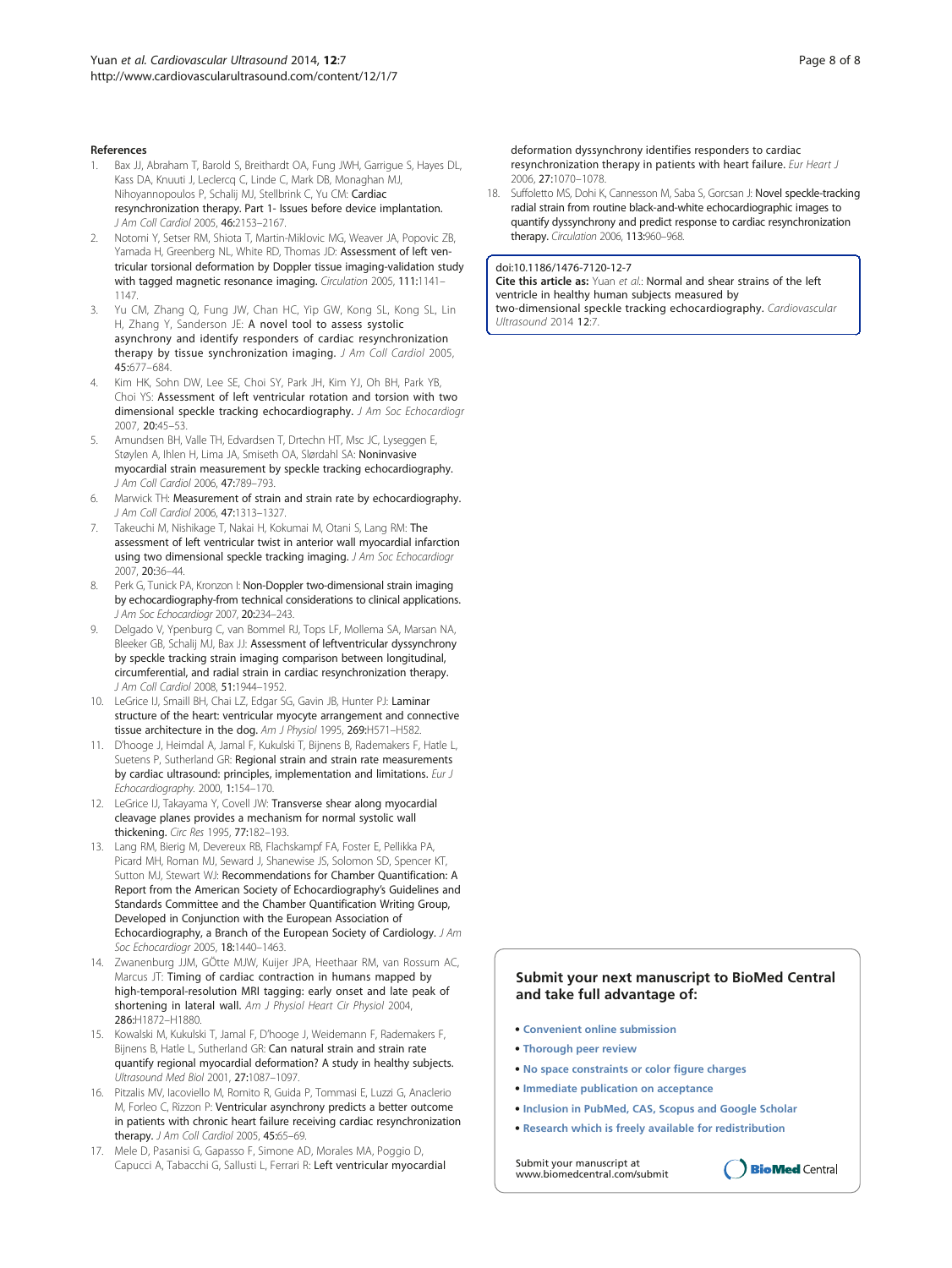## References

1. Bax JJ, Abraham T, Barold S, Breithardt OA, Fung JWH, Garrigue S, Hayes DL, Kass DA, Knuuti J, Leclercq C, Linde C, Mark DB, Monaghan MJ, Nihoyannopoulos P, Schalij MJ, Stellbrink C, Yu CM: **Cardiac resynchronization therapy. Part 1- Issues before device implantation.** *J Am Coll Cardiol* 2005, **46:**2153–2167.
2. Notomi Y, Setser RM, Shiota T, Martin-Miklovic MG, Weaver JA, Popovic ZB, Yamada H, Greenberg NL, White RD, Thomas JD: **Assessment of left ventricular torsional deformation by Doppler tissue imaging-validation study with tagged magnetic resonance imaging.** *Circulation* 2005, **111:**1141–1147.
3. Yu CM, Zhang Q, Fung JW, Chan HC, Yip GW, Kong SL, Kong SL, Lin H, Zhang Y, Sanderson JE: **A novel tool to assess systolic asynchrony and identify responders of cardiac resynchronization therapy by tissue synchronization imaging.** *J Am Coll Cardiol* 2005, **45:**677–684.
4. Kim HK, Sohn DW, Lee SE, Choi SY, Park JH, Kim YJ, Oh BH, Park YB, Choi YS: **Assessment of left ventricular rotation and torsion with two dimensional speckle tracking echocardiography.** *J Am Soc Echocardiogr* 2007, **20:**45–53.
5. Amundsen BH, Valle TH, Edvardsen T, Drtechn HT, Msc JC, Lyseggen E, Støylen A, Ihlen H, Lima JA, Smiseth OA, Slørdahl SA: **Noninvasive myocardial strain measurement by speckle tracking echocardiography.** *J Am Coll Cardiol* 2006, **47:**789–793.
6. Marwick TH: **Measurement of strain and strain rate by echocardiography.** *J Am Coll Cardiol* 2006, **47:**1313–1327.
7. Takeuchi M, Nishikage T, Nakai H, Kokumai M, Otani S, Lang RM: **The assessment of left ventricular twist in anterior wall myocardial infarction using two dimensional speckle tracking imaging.** *J Am Soc Echocardiogr* 2007, **20:**36–44.
8. Perk G, Tunick PA, Kronzon I: **Non-Doppler two-dimensional strain imaging by echocardiography-from technical considerations to clinical applications.** *J Am Soc Echocardiogr* 2007, **20:**234–243.
9. Delgado V, Ypenburg C, van Bommel RJ, Tops LF, Mollema SA, Marsan NA, Bleeker GB, Schalij MJ, Bax JJ: **Assessment of leftventricular dyssynchrony by speckle tracking strain imaging comparison between longitudinal, circumferential, and radial strain in cardiac resynchronization therapy.** *J Am Coll Cardiol* 2008, **51:**1944–1952.
10. LeGrice IJ, Smaill BH, Chai LZ, Edgar SG, Gavin JB, Hunter PJ: **Laminar structure of the heart: ventricular myocyte arrangement and connective tissue architecture in the dog.** *Am J Physiol* 1995, **269:**H571–H582.
11. D'hooge J, Heimdal A, Jamal F, Kukulski T, Bijnens B, Rademakers F, Hatle L, Suetens P, Sutherland GR: **Regional strain and strain rate measurements by cardiac ultrasound: principles, implementation and limitations.** *Eur J Echocardiography.* 2000, **1:**154–170.
12. LeGrice IJ, Takayama Y, Covell JW: **Transverse shear along myocardial cleavage planes provides a mechanism for normal systolic wall thickening.** *Circ Res* 1995, **77:**182–193.
13. Lang RM, Bierig M, Devereux RB, Flachskampf FA, Foster E, Pellikka PA, Picard MH, Roman MJ, Seward J, Shanewise JS, Solomon SD, Spencer KT, Sutton MJ, Stewart WJ: **Recommendations for Chamber Quantification: A Report from the American Society of Echocardiography's Guidelines and Standards Committee and the Chamber Quantification Writing Group, Developed in Conjunction with the European Association of Echocardiography, a Branch of the European Society of Cardiology.** *J Am Soc Echocardiogr* 2005, **18:**1440–1463.
14. Zwanenburg JJM, GÖtte MJW, Kuijer JPA, Heethaar RM, van Rossum AC, Marcus JT: **Timing of cardiac contraction in humans mapped by high-temporal-resolution MRI tagging: early onset and late peak of shortening in lateral wall.** *Am J Physiol Heart Cir Physiol* 2004, **286:**H1872–H1880.
15. Kowalski M, Kukulski T, Jamal F, D'hooge J, Weidemann F, Rademakers F, Bijnens B, Hatle L, Sutherland GR: **Can natural strain and strain rate quantify regional myocardial deformation? A study in healthy subjects.** *Ultrasound Med Biol* 2001, **27:**1087–1097.
16. Pitzalis MV, Iacoviello M, Romito R, Guida P, Tommasi E, Luzzi G, Anaclerio M, Forleo C, Rizzon P: **Ventricular asynchrony predicts a better outcome in patients with chronic heart failure receiving cardiac resynchronization therapy.** *J Am Coll Cardiol* 2005, **45:**65–69.
17. Mele D, Pasanisi G, Gapasso F, Simone AD, Morales MA, Poggio D, Capucci A, Tabacchi G, Sallusti L, Ferrari R: **Left ventricular myocardial deformation dyssynchrony identifies responders to cardiac resynchronization therapy in patients with heart failure.** *Eur Heart J* 2006, **27:**1070–1078.
18. Suffoletto MS, Dohi K, Cannesson M, Saba S, Gorcsan J: **Novel speckle-tracking radial strain from routine black-and-white echocardiographic images to quantify dyssynchrony and predict response to cardiac resynchronization therapy.** *Circulation* 2006, **113:**960–968.

doi:10.1186/1476-7120-12-7

**Cite this article as:** Yuan *et al.*: Normal and shear strains of the left ventricle in healthy human subjects measured by two-dimensional speckle tracking echocardiography. *Cardiovascular Ultrasound* 2014 **12**:7.

**Submit your next manuscript to BioMed Central and take full advantage of:**

- **Convenient online submission**
- **Thorough peer review**
- **No space constraints or color figure charges**
- **Immediate publication on acceptance**
- **Inclusion in PubMed, CAS, Scopus and Google Scholar**
- **Research which is freely available for redistribution**

Submit your manuscript at www.biomedcentral.com/submit

BioMed Central